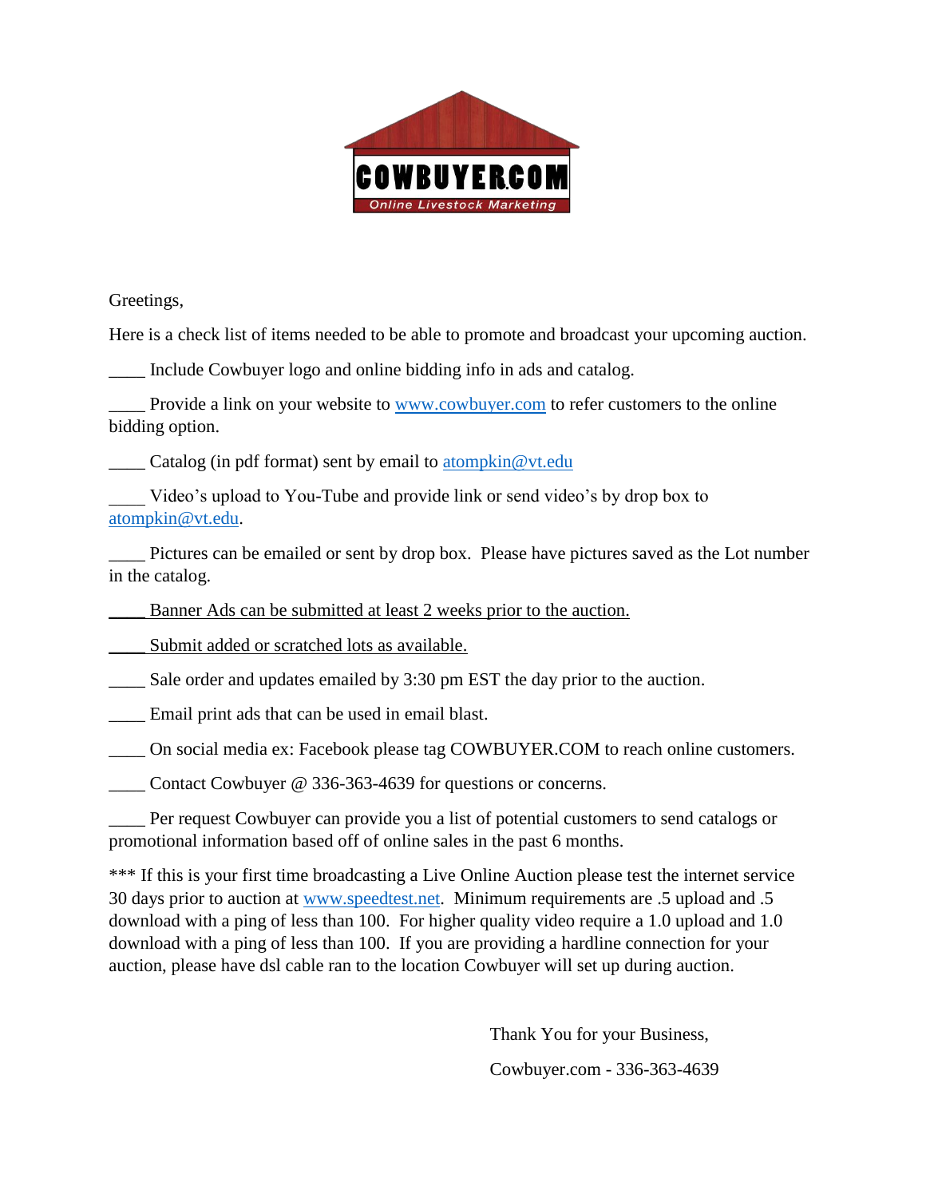COWBUYER.COM

Online Livestock Marketing

Greetings,

Here is a check list of items needed to be able to promote and broadcast your upcoming auction.

____ Include Cowbuyer logo and online bidding info in ads and catalog.

____ Provide a link on your website to www.cowbuyer.com to refer customers to the online bidding option.

____ Catalog (in pdf format) sent by email to atompkin@vt.edu

____ Video's upload to You-Tube and provide link or send video's by drop box to atompkin@vt.edu.

____ Pictures can be emailed or sent by drop box. Please have pictures saved as the Lot number in the catalog.

____ Banner Ads can be submitted at least 2 weeks prior to the auction.

____ Submit added or scratched lots as available.

____ Sale order and updates emailed by 3:30 pm EST the day prior to the auction.

____ Email print ads that can be used in email blast.

____ On social media ex: Facebook please tag COWBUYER.COM to reach online customers.

____ Contact Cowbuyer @ 336-363-4639 for questions or concerns.

____ Per request Cowbuyer can provide you a list of potential customers to send catalogs or promotional information based off of online sales in the past 6 months.

*** If this is your first time broadcasting a Live Online Auction please test the internet service 30 days prior to auction at www.speedtest.net. Minimum requirements are .5 upload and .5 download with a ping of less than 100. For higher quality video require a 1.0 upload and 1.0 download with a ping of less than 100. If you are providing a hardline connection for your auction, please have dsl cable ran to the location Cowbuyer will set up during auction.

Thank You for your Business,

Cowbuyer.com - 336-363-4639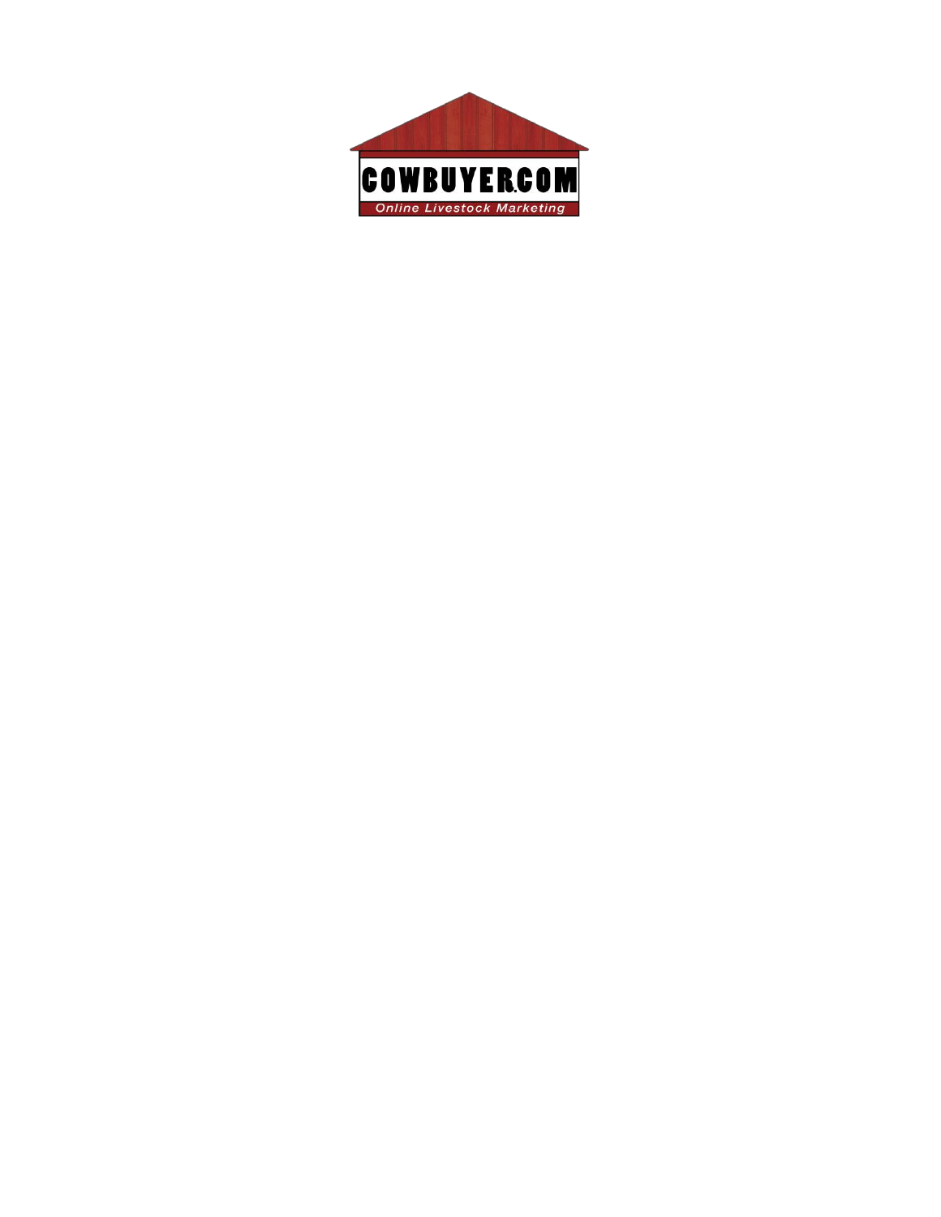COWBUYER.COM

Online Livestock Marketing